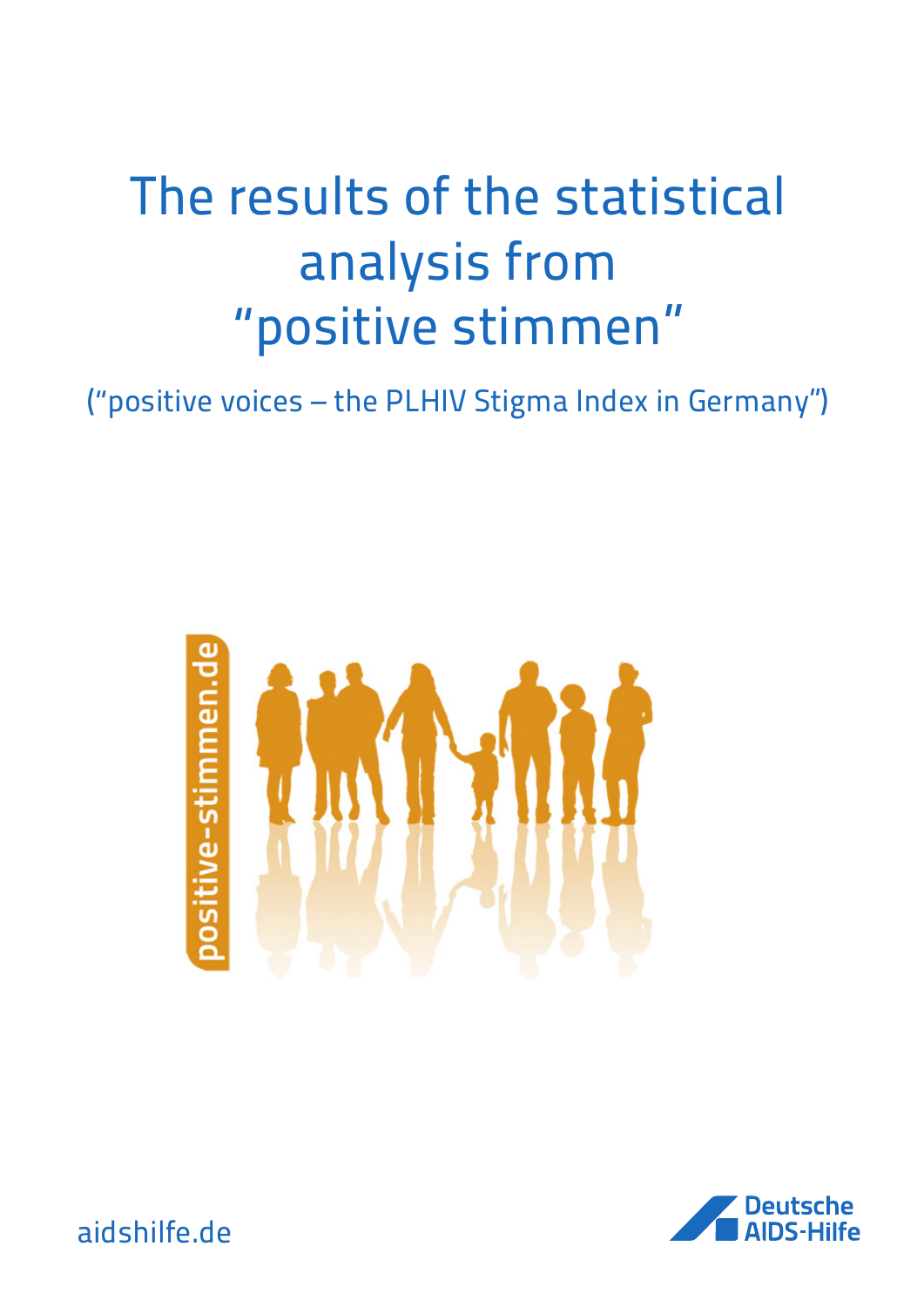# The results of the statistical analysis from "positive stimmen"

("positive voices – the PLHIV Stigma Index in Germany")

positive-stimmen.de

aidshilfe.de

Deutsche AIDS-Hilfe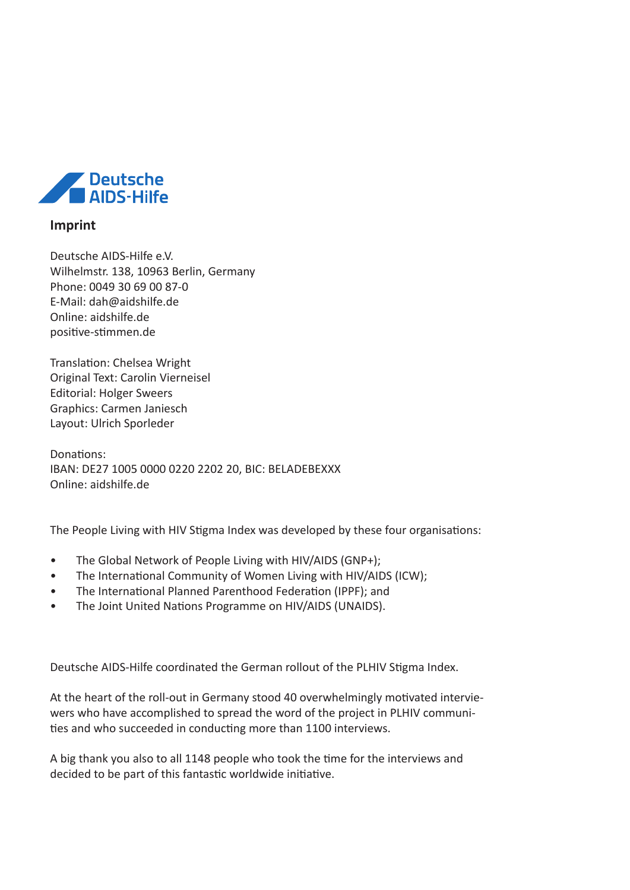Deutsche AIDS-Hilfe

## Imprint

Deutsche AIDS-Hilfe e.V.
Wilhelmstr. 138, 10963 Berlin, Germany
Phone: 0049 30 69 00 87-0
E-Mail: dah@aidshilfe.de
Online: aidshilfe.de
positive-stimmen.de

Translation: Chelsea Wright
Original Text: Carolin Vierneisel
Editorial: Holger Sweers
Graphics: Carmen Janiesch
Layout: Ulrich Sporleder

Donations:
IBAN: DE27 1005 0000 0220 2202 20, BIC: BELADEBEXXX
Online: aidshilfe.de

The People Living with HIV Stigma Index was developed by these four organisations:

- The Global Network of People Living with HIV/AIDS (GNP+);
- The International Community of Women Living with HIV/AIDS (ICW);
- The International Planned Parenthood Federation (IPPF); and
- The Joint United Nations Programme on HIV/AIDS (UNAIDS).

Deutsche AIDS-Hilfe coordinated the German rollout of the PLHIV Stigma Index.

At the heart of the roll-out in Germany stood 40 overwhelmingly motivated interviewers who have accomplished to spread the word of the project in PLHIV communities and who succeeded in conducting more than 1100 interviews.

A big thank you also to all 1148 people who took the time for the interviews and decided to be part of this fantastic worldwide initiative.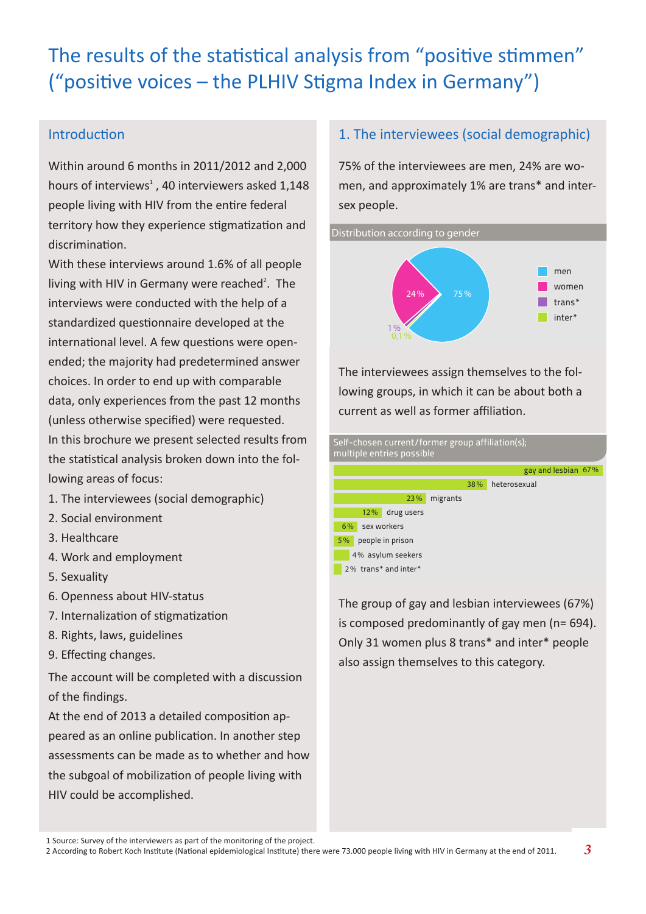# The results of the statistical analysis from "positive stimmen" ("positive voices – the PLHIV Stigma Index in Germany")

## Introduction

Within around 6 months in 2011/2012 and 2,000 hours of interviews[1], 40 interviewers asked 1,148 people living with HIV from the entire federal territory how they experience stigmatization and discrimination.

With these interviews around 1.6% of all people living with HIV in Germany were reached[2]. The interviews were conducted with the help of a standardized questionnaire developed at the international level. A few questions were open-ended; the majority had predetermined answer choices. In order to end up with comparable data, only experiences from the past 12 months (unless otherwise specified) were requested.

In this brochure we present selected results from the statistical analysis broken down into the following areas of focus:

1. The interviewees (social demographic)
2. Social environment
3. Healthcare
4. Work and employment
5. Sexuality
6. Openness about HIV-status
7. Internalization of stigmatization
8. Rights, laws, guidelines
9. Effecting changes.

The account will be completed with a discussion of the findings.

At the end of 2013 a detailed composition appeared as an online publication. In another step assessments can be made as to whether and how the subgoal of mobilization of people living with HIV could be accomplished.

## 1. The interviewees (social demographic)

75% of the interviewees are men, 24% are women, and approximately 1% are trans* and intersex people.

**Distribution according to gender**

| Gender | % |
|---|---|
| men | 75 % |
| women | 24 % |
| trans* | 1 % |
| inter* | 0,1 % |

The interviewees assign themselves to the following groups, in which it can be about both a current as well as former affiliation.

**Self-chosen current/former group affiliation(s); multiple entries possible**

| Group | % |
|---|---|
| gay and lesbian | 67 % |
| heterosexual | 38 % |
| migrants | 23 % |
| drug users | 12 % |
| sex workers | 6 % |
| people in prison | 5 % |
| asylum seekers | 4 % |
| trans* and inter* | 2 % |

The group of gay and lesbian interviewees (67%) is composed predominantly of gay men (n= 694). Only 31 women plus 8 trans* and inter* people also assign themselves to this category.

1 Source: Survey of the interviewers as part of the monitoring of the project.
2 According to Robert Koch Institute (National epidemiological Institute) there were 73.000 people living with HIV in Germany at the end of 2011.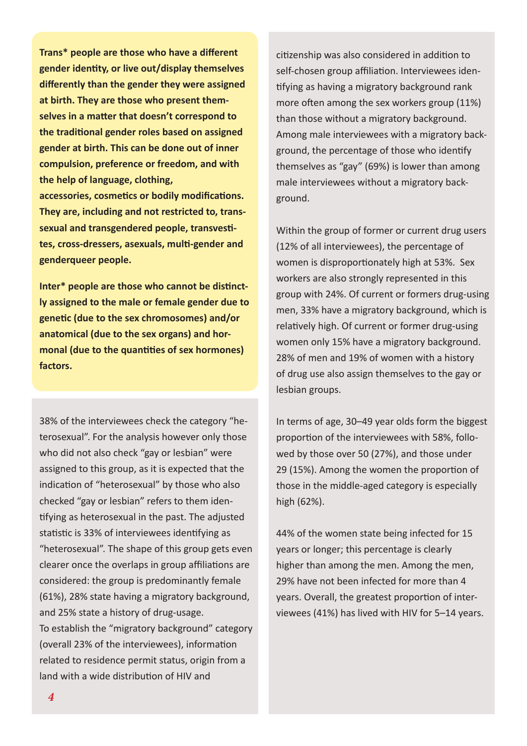**Trans* people are those who have a different gender identity, or live out/display themselves differently than the gender they were assigned at birth. They are those who present themselves in a matter that doesn't correspond to the traditional gender roles based on assigned gender at birth. This can be done out of inner compulsion, preference or freedom, and with the help of language, clothing, accessories, cosmetics or bodily modifications. They are, including and not restricted to, transsexual and transgendered people, transvestites, cross-dressers, asexuals, multi-gender and genderqueer people.**

**Inter* people are those who cannot be distinctly assigned to the male or female gender due to genetic (due to the sex chromosomes) and/or anatomical (due to the sex organs) and hormonal (due to the quantities of sex hormones) factors.**

38% of the interviewees check the category "heterosexual". For the analysis however only those who did not also check "gay or lesbian" were assigned to this group, as it is expected that the indication of "heterosexual" by those who also checked "gay or lesbian" refers to them identifying as heterosexual in the past. The adjusted statistic is 33% of interviewees identifying as "heterosexual". The shape of this group gets even clearer once the overlaps in group affiliations are considered: the group is predominantly female (61%), 28% state having a migratory background, and 25% state a history of drug-usage.
To establish the "migratory background" category (overall 23% of the interviewees), information related to residence permit status, origin from a land with a wide distribution of HIV and citizenship was also considered in addition to self-chosen group affiliation. Interviewees identifying as having a migratory background rank more often among the sex workers group (11%) than those without a migratory background. Among male interviewees with a migratory background, the percentage of those who identify themselves as "gay" (69%) is lower than among male interviewees without a migratory background.

Within the group of former or current drug users (12% of all interviewees), the percentage of women is disproportionately high at 53%. Sex workers are also strongly represented in this group with 24%. Of current or formers drug-using men, 33% have a migratory background, which is relatively high. Of current or former drug-using women only 15% have a migratory background. 28% of men and 19% of women with a history of drug use also assign themselves to the gay or lesbian groups.

In terms of age, 30–49 year olds form the biggest proportion of the interviewees with 58%, followed by those over 50 (27%), and those under 29 (15%). Among the women the proportion of those in the middle-aged category is especially high (62%).

44% of the women state being infected for 15 years or longer; this percentage is clearly higher than among the men. Among the men, 29% have not been infected for more than 4 years. Overall, the greatest proportion of interviewees (41%) has lived with HIV for 5–14 years.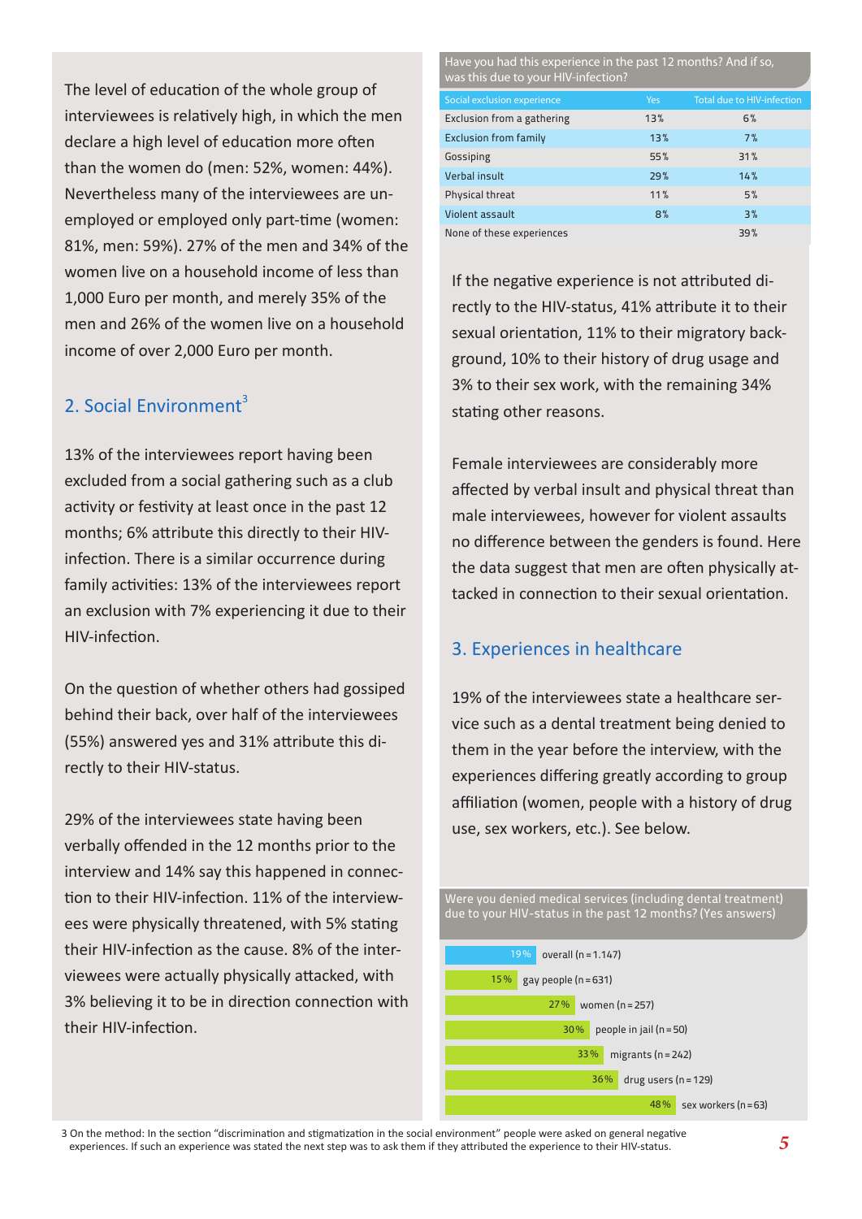The level of education of the whole group of interviewees is relatively high, in which the men declare a high level of education more often than the women do (men: 52%, women: 44%). Nevertheless many of the interviewees are unemployed or employed only part-time (women: 81%, men: 59%). 27% of the men and 34% of the women live on a household income of less than 1,000 Euro per month, and merely 35% of the men and 26% of the women live on a household income of over 2,000 Euro per month.

## 2. Social Environment[3]

13% of the interviewees report having been excluded from a social gathering such as a club activity or festivity at least once in the past 12 months; 6% attribute this directly to their HIV-infection. There is a similar occurrence during family activities: 13% of the interviewees report an exclusion with 7% experiencing it due to their HIV-infection.

On the question of whether others had gossiped behind their back, over half of the interviewees (55%) answered yes and 31% attribute this directly to their HIV-status.

29% of the interviewees state having been verbally offended in the 12 months prior to the interview and 14% say this happened in connection to their HIV-infection. 11% of the interviewees were physically threatened, with 5% stating their HIV-infection as the cause. 8% of the interviewees were actually physically attacked, with 3% believing it to be in direction connection with their HIV-infection.

Have you had this experience in the past 12 months? And if so, was this due to your HIV-infection?

| Social exclusion experience | Yes | Total due to HIV-infection |
|---|---|---|
| Exclusion from a gathering | 13% | 6% |
| Exclusion from family | 13% | 7% |
| Gossiping | 55% | 31% |
| Verbal insult | 29% | 14% |
| Physical threat | 11% | 5% |
| Violent assault | 8% | 3% |
| None of these experiences | | 39% |

If the negative experience is not attributed directly to the HIV-status, 41% attribute it to their sexual orientation, 11% to their migratory background, 10% to their history of drug usage and 3% to their sex work, with the remaining 34% stating other reasons.

Female interviewees are considerably more affected by verbal insult and physical threat than male interviewees, however for violent assaults no difference between the genders is found. Here the data suggest that men are often physically attacked in connection to their sexual orientation.

## 3. Experiences in healthcare

19% of the interviewees state a healthcare service such as a dental treatment being denied to them in the year before the interview, with the experiences differing greatly according to group affiliation (women, people with a history of drug use, sex workers, etc.). See below.

Were you denied medical services (including dental treatment) due to your HIV-status in the past 12 months? (Yes answers)

| Group | Yes |
|---|---|
| overall (n = 1.147) | 19% |
| gay people (n = 631) | 15% |
| women (n = 257) | 27% |
| people in jail (n = 50) | 30% |
| migrants (n = 242) | 33% |
| drug users (n = 129) | 36% |
| sex workers (n = 63) | 48% |

3 On the method: In the section "discrimination and stigmatization in the social environment" people were asked on general negative experiences. If such an experience was stated the next step was to ask them if they attributed the experience to their HIV-status.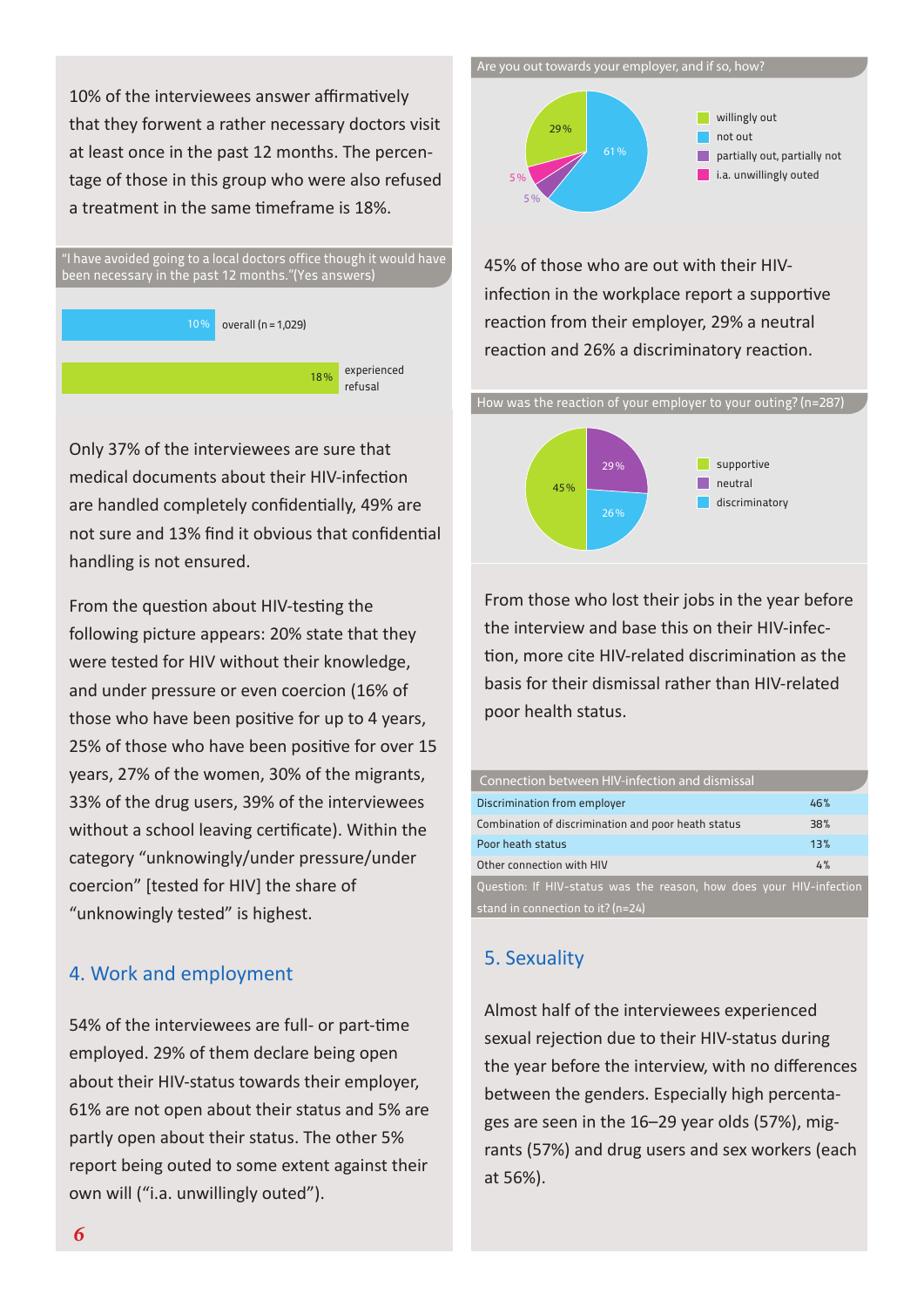10% of the interviewees answer affirmatively that they forwent a rather necessary doctors visit at least once in the past 12 months. The percentage of those in this group who were also refused a treatment in the same timeframe is 18%.

"I have avoided going to a local doctors office though it would have been necessary in the past 12 months."(Yes answers)

| | |
|---|---|
| overall (n = 1,029) | 10 % |
| experienced refusal | 18 % |

Only 37% of the interviewees are sure that medical documents about their HIV-infection are handled completely confidentially, 49% are not sure and 13% find it obvious that confidential handling is not ensured.

From the question about HIV-testing the following picture appears: 20% state that they were tested for HIV without their knowledge, and under pressure or even coercion (16% of those who have been positive for up to 4 years, 25% of those who have been positive for over 15 years, 27% of the women, 30% of the migrants, 33% of the drug users, 39% of the interviewees without a school leaving certificate). Within the category "unknowingly/under pressure/under coercion" [tested for HIV] the share of "unknowingly tested" is highest.

## 4. Work and employment

54% of the interviewees are full- or part-time employed. 29% of them declare being open about their HIV-status towards their employer, 61% are not open about their status and 5% are partly open about their status. The other 5% report being outed to some extent against their own will ("i.a. unwillingly outed").

Are you out towards your employer, and if so, how?

| | |
|---|---|
| willingly out | 29 % |
| not out | 61 % |
| partially out, partially not | 5 % |
| i.a. unwillingly outed | 5 % |

45% of those who are out with their HIV-infection in the workplace report a supportive reaction from their employer, 29% a neutral reaction and 26% a discriminatory reaction.

How was the reaction of your employer to your outing? (n=287)

| | |
|---|---|
| supportive | 45 % |
| neutral | 29 % |
| discriminatory | 26 % |

From those who lost their jobs in the year before the interview and base this on their HIV-infection, more cite HIV-related discrimination as the basis for their dismissal rather than HIV-related poor health status.

| Connection between HIV-infection and dismissal | |
|---|---|
| Discrimination from employer | 46 % |
| Combination of discrimination and poor heath status | 38 % |
| Poor heath status | 13 % |
| Other connection with HIV | 4 % |

Question: If HIV-status was the reason, how does your HIV-infection stand in connection to it? (n=24)

## 5. Sexuality

Almost half of the interviewees experienced sexual rejection due to their HIV-status during the year before the interview, with no differences between the genders. Especially high percentages are seen in the 16–29 year olds (57%), migrants (57%) and drug users and sex workers (each at 56%).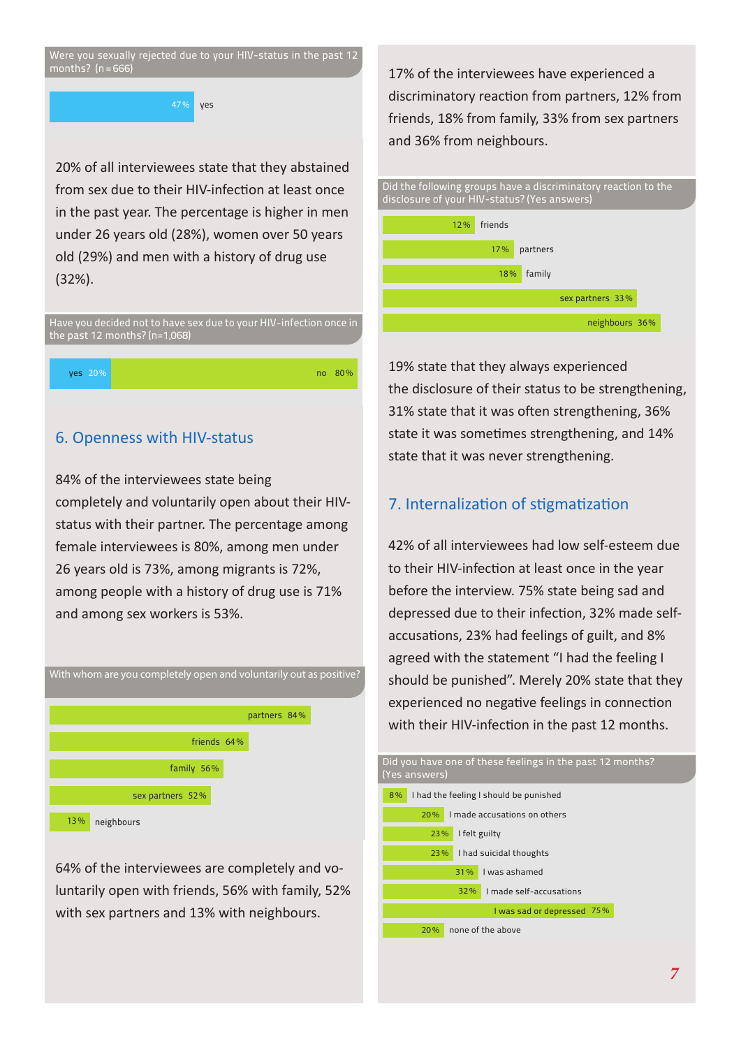Were you sexually rejected due to your HIV-status in the past 12 months? (n=666)

| Answer | % |
|---|---|
| yes | 47% |

20% of all interviewees state that they abstained from sex due to their HIV-infection at least once in the past year. The percentage is higher in men under 26 years old (28%), women over 50 years old (29%) and men with a history of drug use (32%).

Have you decided not to have sex due to your HIV-infection once in the past 12 months? (n=1,068)

| Answer | % |
|---|---|
| yes | 20% |
| no | 80% |

## 6. Openness with HIV-status

84% of the interviewees state being completely and voluntarily open about their HIV-status with their partner. The percentage among female interviewees is 80%, among men under 26 years old is 73%, among migrants is 72%, among people with a history of drug use is 71% and among sex workers is 53%.

With whom are you completely open and voluntarily out as positive?

| Group | % |
|---|---|
| partners | 84% |
| friends | 64% |
| family | 56% |
| sex partners | 52% |
| neighbours | 13% |

64% of the interviewees are completely and voluntarily open with friends, 56% with family, 52% with sex partners and 13% with neighbours.

17% of the interviewees have experienced a discriminatory reaction from partners, 12% from friends, 18% from family, 33% from sex partners and 36% from neighbours.

Did the following groups have a discriminatory reaction to the disclosure of your HIV-status? (Yes answers)

| Group | % |
|---|---|
| friends | 12% |
| partners | 17% |
| family | 18% |
| sex partners | 33% |
| neighbours | 36% |

19% state that they always experienced the disclosure of their status to be strengthening, 31% state that it was often strengthening, 36% state it was sometimes strengthening, and 14% state that it was never strengthening.

## 7. Internalization of stigmatization

42% of all interviewees had low self-esteem due to their HIV-infection at least once in the year before the interview. 75% state being sad and depressed due to their infection, 32% made self-accusations, 23% had feelings of guilt, and 8% agreed with the statement "I had the feeling I should be punished". Merely 20% state that they experienced no negative feelings in connection with their HIV-infection in the past 12 months.

Did you have one of these feelings in the past 12 months? (Yes answers)

| Feeling | % |
|---|---|
| I had the feeling I should be punished | 8% |
| I made accusations on others | 20% |
| I felt guilty | 23% |
| I had suicidal thoughts | 23% |
| I was ashamed | 31% |
| I made self-accusations | 32% |
| I was sad or depressed | 75% |
| none of the above | 20% |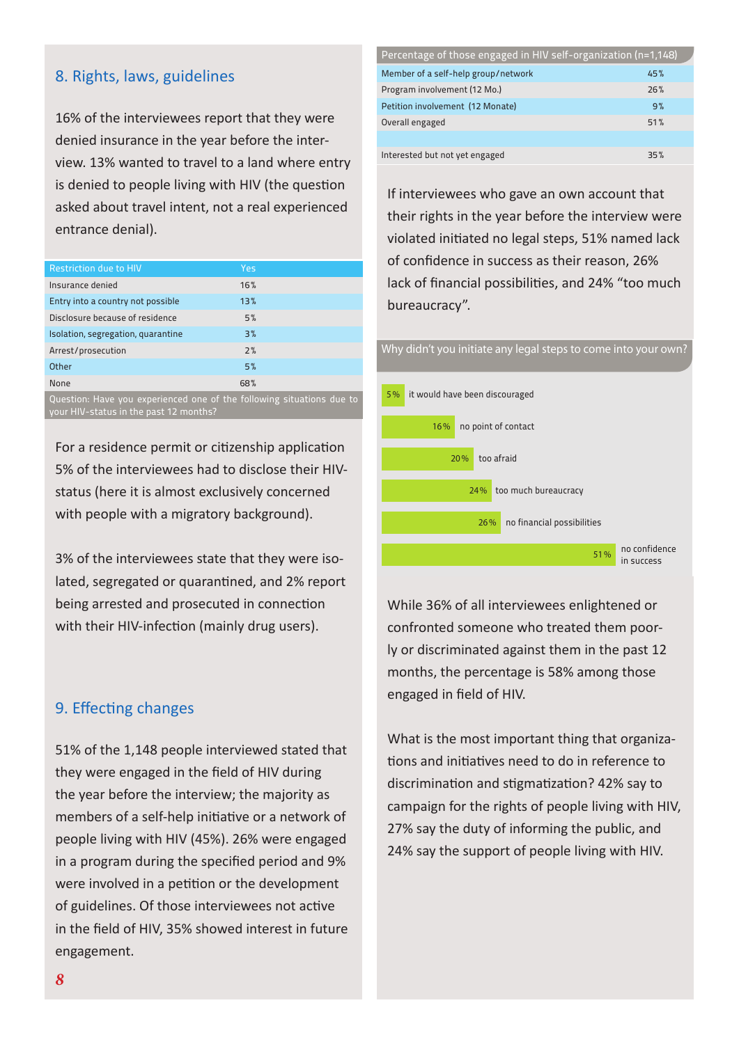## 8. Rights, laws, guidelines

16% of the interviewees report that they were denied insurance in the year before the interview. 13% wanted to travel to a land where entry is denied to people living with HIV (the question asked about travel intent, not a real experienced entrance denial).

| Restriction due to HIV | Yes |
|---|---|
| Insurance denied | 16% |
| Entry into a country not possible | 13% |
| Disclosure because of residence | 5% |
| Isolation, segregation, quarantine | 3% |
| Arrest/prosecution | 2% |
| Other | 5% |
| None | 68% |

Question: Have you experienced one of the following situations due to your HIV-status in the past 12 months?

For a residence permit or citizenship application 5% of the interviewees had to disclose their HIV-status (here it is almost exclusively concerned with people with a migratory background).

3% of the interviewees state that they were isolated, segregated or quarantined, and 2% report being arrested and prosecuted in connection with their HIV-infection (mainly drug users).

## 9. Effecting changes

51% of the 1,148 people interviewed stated that they were engaged in the field of HIV during the year before the interview; the majority as members of a self-help initiative or a network of people living with HIV (45%). 26% were engaged in a program during the specified period and 9% were involved in a petition or the development of guidelines. Of those interviewees not active in the field of HIV, 35% showed interest in future engagement.

| Percentage of those engaged in HIV self-organization (n=1,148) | |
|---|---|
| Member of a self-help group/network | 45% |
| Program involvement (12 Mo.) | 26% |
| Petition involvement (12 Monate) | 9% |
| Overall engaged | 51% |
| | |
| Interested but not yet engaged | 35% |

If interviewees who gave an own account that their rights in the year before the interview were violated initiated no legal steps, 51% named lack of confidence in success as their reason, 26% lack of financial possibilities, and 24% "too much bureaucracy".

Why didn't you initiate any legal steps to come into your own?

| Reason | % |
|---|---|
| it would have been discouraged | 5% |
| no point of contact | 16% |
| too afraid | 20% |
| too much bureaucracy | 24% |
| no financial possibilities | 26% |
| no confidence in success | 51% |

While 36% of all interviewees enlightened or confronted someone who treated them poorly or discriminated against them in the past 12 months, the percentage is 58% among those engaged in field of HIV.

What is the most important thing that organizations and initiatives need to do in reference to discrimination and stigmatization? 42% say to campaign for the rights of people living with HIV, 27% say the duty of informing the public, and 24% say the support of people living with HIV.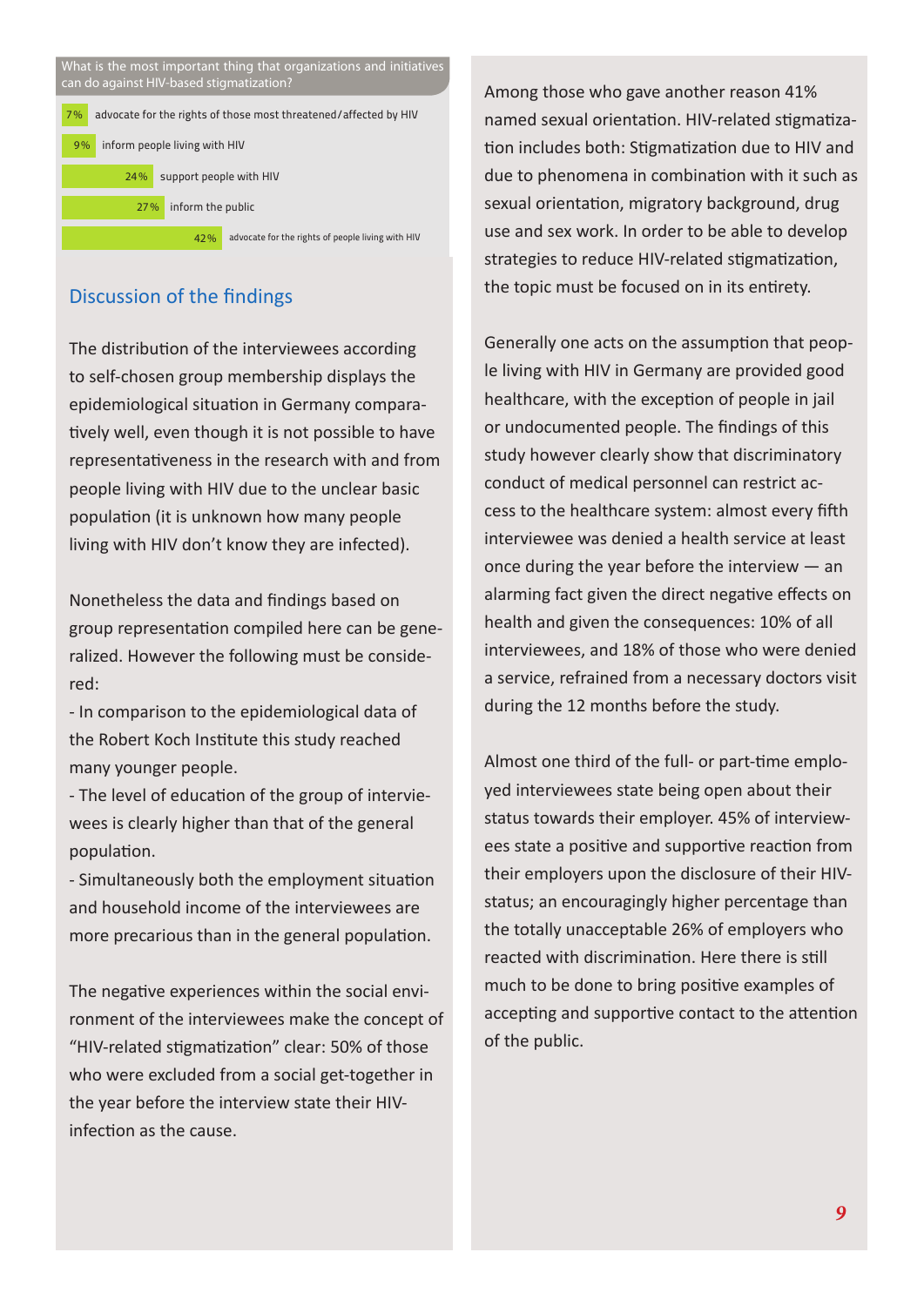What is the most important thing that organizations and initiatives can do against HIV-based stigmatization?

| Percentage | Answer |
| --- | --- |
| 7% | advocate for the rights of those most threatened/affected by HIV |
| 9% | inform people living with HIV |
| 24% | support people with HIV |
| 27% | inform the public |
| 42% | advocate for the rights of people living with HIV |

## Discussion of the findings

The distribution of the interviewees according to self-chosen group membership displays the epidemiological situation in Germany comparatively well, even though it is not possible to have representativeness in the research with and from people living with HIV due to the unclear basic population (it is unknown how many people living with HIV don't know they are infected).

Nonetheless the data and findings based on group representation compiled here can be generalized. However the following must be considered:

- In comparison to the epidemiological data of the Robert Koch Institute this study reached many younger people.
- The level of education of the group of interviewees is clearly higher than that of the general population.
- Simultaneously both the employment situation and household income of the interviewees are more precarious than in the general population.

The negative experiences within the social environment of the interviewees make the concept of "HIV-related stigmatization" clear: 50% of those who were excluded from a social get-together in the year before the interview state their HIV-infection as the cause.

Among those who gave another reason 41% named sexual orientation. HIV-related stigmatization includes both: Stigmatization due to HIV and due to phenomena in combination with it such as sexual orientation, migratory background, drug use and sex work. In order to be able to develop strategies to reduce HIV-related stigmatization, the topic must be focused on in its entirety.

Generally one acts on the assumption that people living with HIV in Germany are provided good healthcare, with the exception of people in jail or undocumented people. The findings of this study however clearly show that discriminatory conduct of medical personnel can restrict access to the healthcare system: almost every fifth interviewee was denied a health service at least once during the year before the interview — an alarming fact given the direct negative effects on health and given the consequences: 10% of all interviewees, and 18% of those who were denied a service, refrained from a necessary doctors visit during the 12 months before the study.

Almost one third of the full- or part-time employed interviewees state being open about their status towards their employer. 45% of interviewees state a positive and supportive reaction from their employers upon the disclosure of their HIV-status; an encouragingly higher percentage than the totally unacceptable 26% of employers who reacted with discrimination. Here there is still much to be done to bring positive examples of accepting and supportive contact to the attention of the public.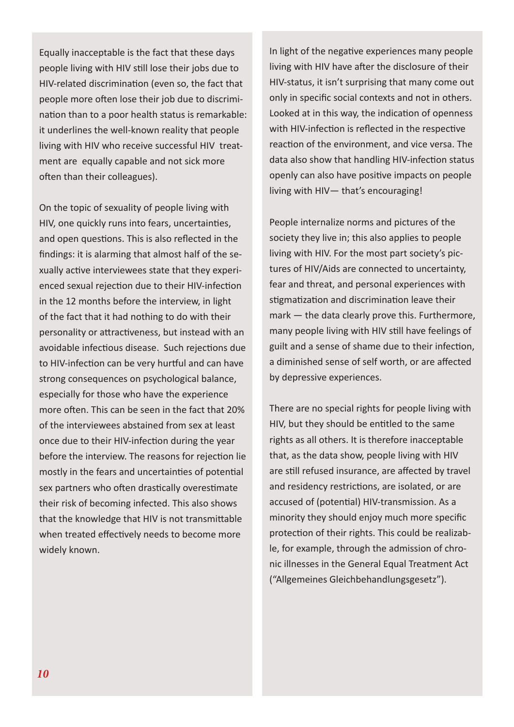Equally inacceptable is the fact that these days people living with HIV still lose their jobs due to HIV-related discrimination (even so, the fact that people more often lose their job due to discrimination than to a poor health status is remarkable: it underlines the well-known reality that people living with HIV who receive successful HIV treatment are equally capable and not sick more often than their colleagues).

On the topic of sexuality of people living with HIV, one quickly runs into fears, uncertainties, and open questions. This is also reflected in the findings: it is alarming that almost half of the sexually active interviewees state that they experienced sexual rejection due to their HIV-infection in the 12 months before the interview, in light of the fact that it had nothing to do with their personality or attractiveness, but instead with an avoidable infectious disease. Such rejections due to HIV-infection can be very hurtful and can have strong consequences on psychological balance, especially for those who have the experience more often. This can be seen in the fact that 20% of the interviewees abstained from sex at least once due to their HIV-infection during the year before the interview. The reasons for rejection lie mostly in the fears and uncertainties of potential sex partners who often drastically overestimate their risk of becoming infected. This also shows that the knowledge that HIV is not transmittable when treated effectively needs to become more widely known.

In light of the negative experiences many people living with HIV have after the disclosure of their HIV-status, it isn't surprising that many come out only in specific social contexts and not in others. Looked at in this way, the indication of openness with HIV-infection is reflected in the respective reaction of the environment, and vice versa. The data also show that handling HIV-infection status openly can also have positive impacts on people living with HIV— that's encouraging!

People internalize norms and pictures of the society they live in; this also applies to people living with HIV. For the most part society's pictures of HIV/Aids are connected to uncertainty, fear and threat, and personal experiences with stigmatization and discrimination leave their mark — the data clearly prove this. Furthermore, many people living with HIV still have feelings of guilt and a sense of shame due to their infection, a diminished sense of self worth, or are affected by depressive experiences.

There are no special rights for people living with HIV, but they should be entitled to the same rights as all others. It is therefore inacceptable that, as the data show, people living with HIV are still refused insurance, are affected by travel and residency restrictions, are isolated, or are accused of (potential) HIV-transmission. As a minority they should enjoy much more specific protection of their rights. This could be realizable, for example, through the admission of chronic illnesses in the General Equal Treatment Act ("Allgemeines Gleichbehandlungsgesetz").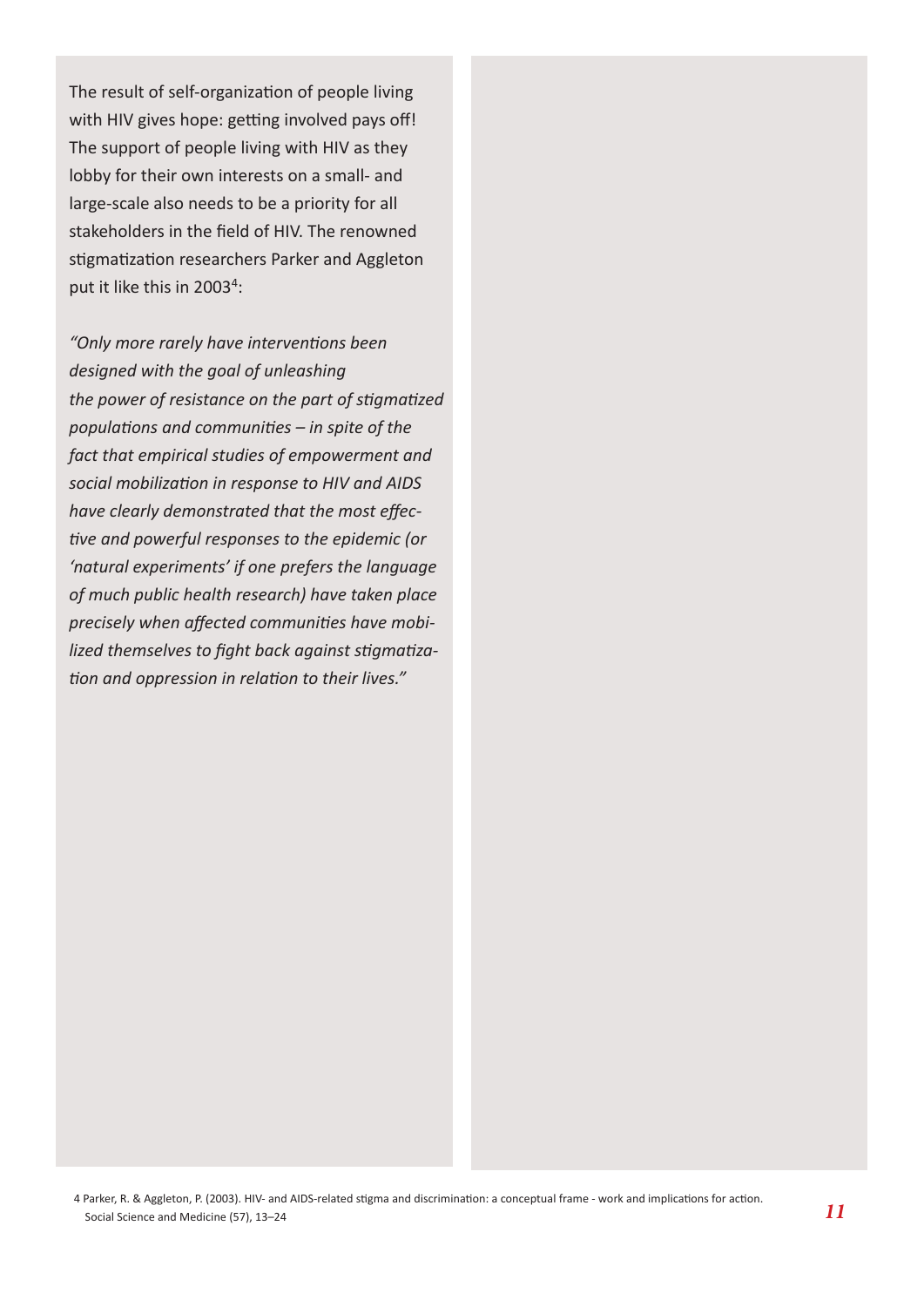The result of self-organization of people living with HIV gives hope: getting involved pays off! The support of people living with HIV as they lobby for their own interests on a small- and large-scale also needs to be a priority for all stakeholders in the field of HIV. The renowned stigmatization researchers Parker and Aggleton put it like this in 2003[4]:

*"Only more rarely have interventions been designed with the goal of unleashing the power of resistance on the part of stigmatized populations and communities – in spite of the fact that empirical studies of empowerment and social mobilization in response to HIV and AIDS have clearly demonstrated that the most effective and powerful responses to the epidemic (or 'natural experiments' if one prefers the language of much public health research) have taken place precisely when affected communities have mobilized themselves to fight back against stigmatization and oppression in relation to their lives."*

4 Parker, R. & Aggleton, P. (2003). HIV- and AIDS-related stigma and discrimination: a conceptual frame - work and implications for action. Social Science and Medicine (57), 13–24